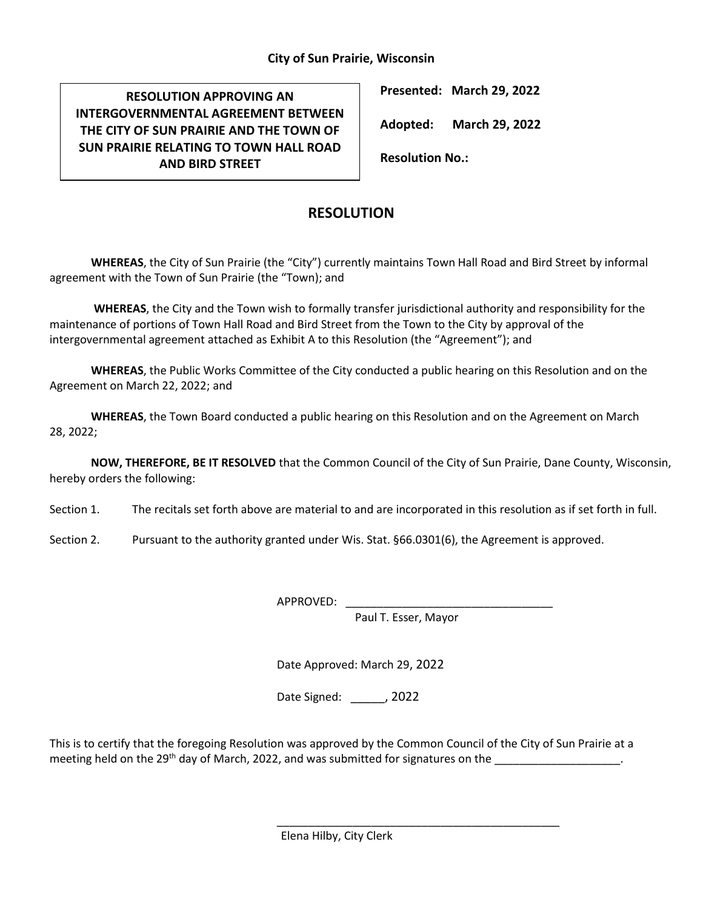**City of Sun Prairie, Wisconsin**

**RESOLUTION APPROVING AN INTERGOVERNMENTAL AGREEMENT BETWEEN THE CITY OF SUN PRAIRIE AND THE TOWN OF SUN PRAIRIE RELATING TO TOWN HALL ROAD AND BIRD STREET**

**Presented: March 29, 2022**

**Adopted: March 29, 2022**

**Resolution No.:**

## RESOLUTION

**WHEREAS**, the City of Sun Prairie (the "City") currently maintains Town Hall Road and Bird Street by informal agreement with the Town of Sun Prairie (the "Town); and

**WHEREAS**, the City and the Town wish to formally transfer jurisdictional authority and responsibility for the maintenance of portions of Town Hall Road and Bird Street from the Town to the City by approval of the intergovernmental agreement attached as Exhibit A to this Resolution (the "Agreement"); and

**WHEREAS**, the Public Works Committee of the City conducted a public hearing on this Resolution and on the Agreement on March 22, 2022; and

**WHEREAS**, the Town Board conducted a public hearing on this Resolution and on the Agreement on March 28, 2022;

**NOW, THEREFORE, BE IT RESOLVED** that the Common Council of the City of Sun Prairie, Dane County, Wisconsin, hereby orders the following:

Section 1. The recitals set forth above are material to and are incorporated in this resolution as if set forth in full.

Section 2. Pursuant to the authority granted under Wis. Stat. §66.0301(6), the Agreement is approved.

APPROVED: ________________________________
Paul T. Esser, Mayor

Date Approved: March 29, 2022

Date Signed: _____, 2022

This is to certify that the foregoing Resolution was approved by the Common Council of the City of Sun Prairie at a meeting held on the 29th day of March, 2022, and was submitted for signatures on the ___________________.

______________________________________________
Elena Hilby, City Clerk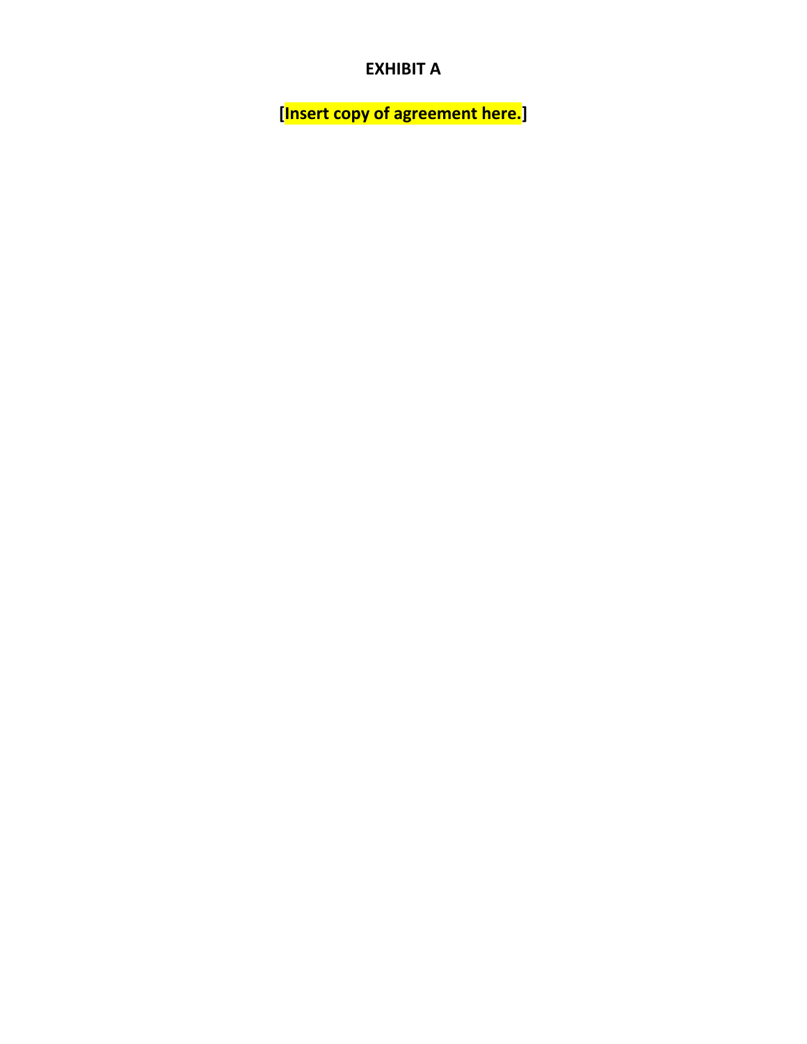**EXHIBIT A**

**[Insert copy of agreement here.]**